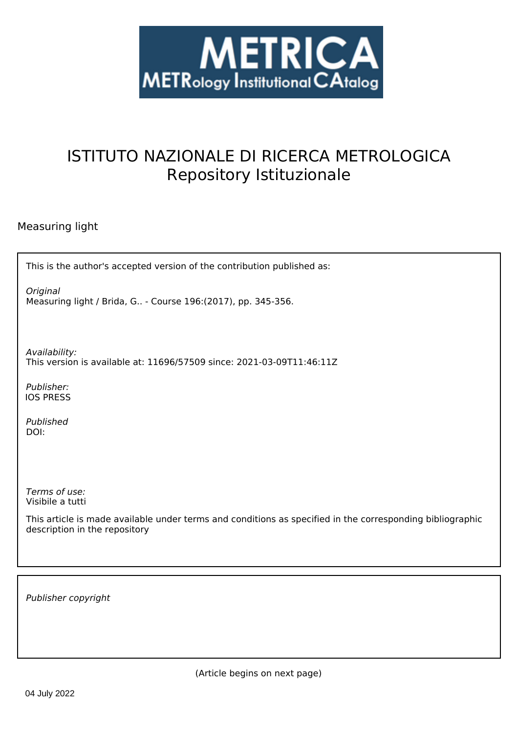METRICA
METRology Institutional CAtalog

# ISTITUTO NAZIONALE DI RICERCA METROLOGICA
Repository Istituzionale

Measuring light

This is the author's accepted version of the contribution published as:

*Original*
Measuring light / Brida, G.. - Course 196:(2017), pp. 345-356.

*Availability:*
This version is available at: 11696/57509 since: 2021-03-09T11:46:11Z

*Publisher:*
IOS PRESS

*Published*
DOI:

*Terms of use:*
Visibile a tutti

This article is made available under terms and conditions as specified in the corresponding bibliographic description in the repository

*Publisher copyright*

(Article begins on next page)

04 July 2022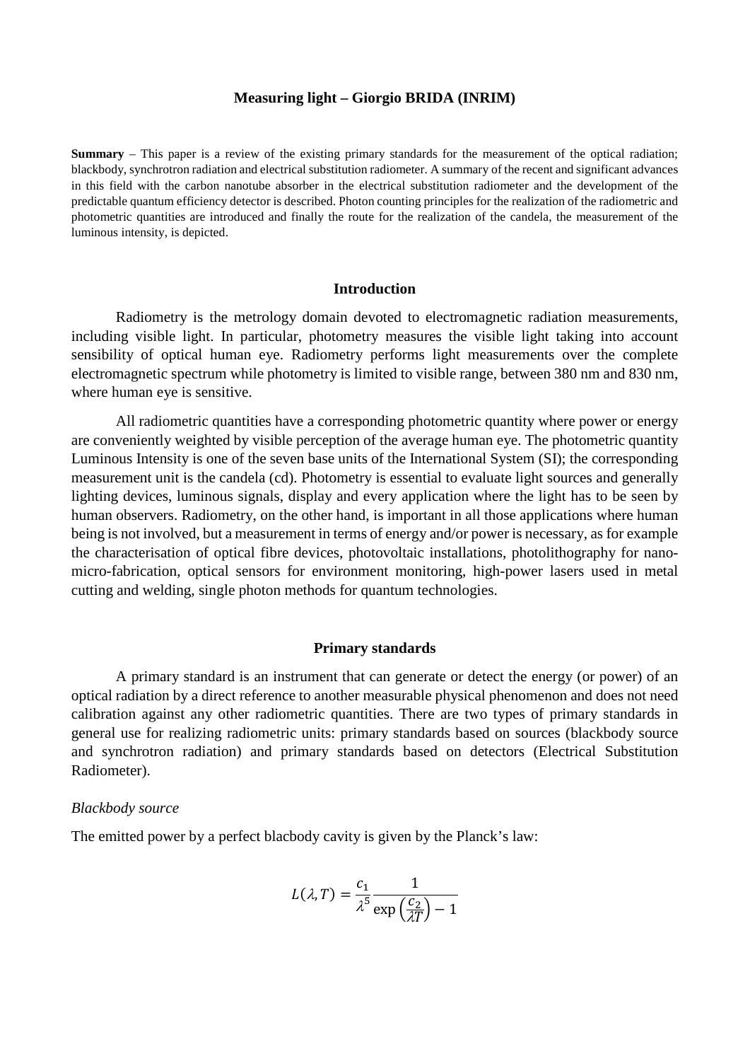**Measuring light – Giorgio BRIDA (INRIM)**

**Summary** – This paper is a review of the existing primary standards for the measurement of the optical radiation; blackbody, synchrotron radiation and electrical substitution radiometer. A summary of the recent and significant advances in this field with the carbon nanotube absorber in the electrical substitution radiometer and the development of the predictable quantum efficiency detector is described. Photon counting principles for the realization of the radiometric and photometric quantities are introduced and finally the route for the realization of the candela, the measurement of the luminous intensity, is depicted.

## Introduction

Radiometry is the metrology domain devoted to electromagnetic radiation measurements, including visible light. In particular, photometry measures the visible light taking into account sensibility of optical human eye. Radiometry performs light measurements over the complete electromagnetic spectrum while photometry is limited to visible range, between 380 nm and 830 nm, where human eye is sensitive.

All radiometric quantities have a corresponding photometric quantity where power or energy are conveniently weighted by visible perception of the average human eye. The photometric quantity Luminous Intensity is one of the seven base units of the International System (SI); the corresponding measurement unit is the candela (cd). Photometry is essential to evaluate light sources and generally lighting devices, luminous signals, display and every application where the light has to be seen by human observers. Radiometry, on the other hand, is important in all those applications where human being is not involved, but a measurement in terms of energy and/or power is necessary, as for example the characterisation of optical fibre devices, photovoltaic installations, photolithography for nano-micro-fabrication, optical sensors for environment monitoring, high-power lasers used in metal cutting and welding, single photon methods for quantum technologies.

## Primary standards

A primary standard is an instrument that can generate or detect the energy (or power) of an optical radiation by a direct reference to another measurable physical phenomenon and does not need calibration against any other radiometric quantities. There are two types of primary standards in general use for realizing radiometric units: primary standards based on sources (blackbody source and synchrotron radiation) and primary standards based on detectors (Electrical Substitution Radiometer).

*Blackbody source*

The emitted power by a perfect blacbody cavity is given by the Planck's law:

$$L(\lambda, T) = \frac{c_1}{\lambda^5} \frac{1}{\exp\left(\frac{c_2}{\lambda T}\right) - 1}$$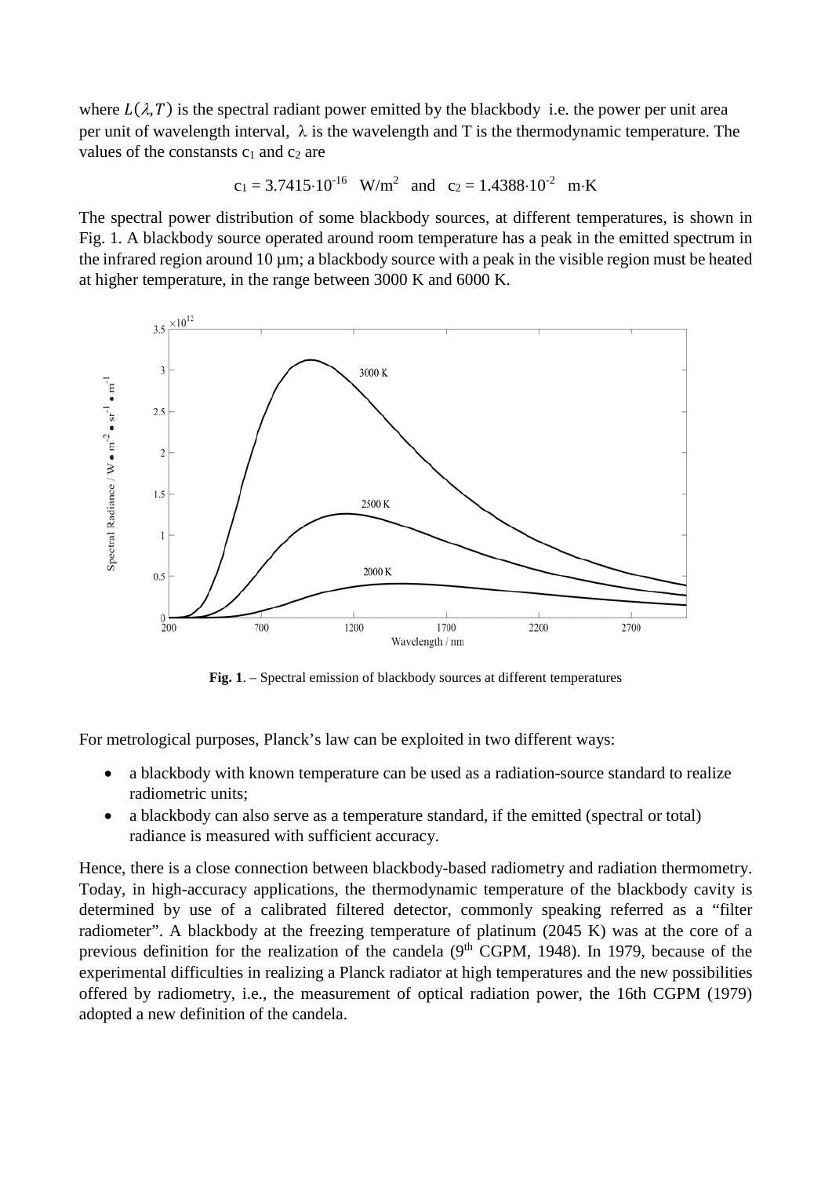where $L(\lambda,T)$ is the spectral radiant power emitted by the blackbody i.e. the power per unit area per unit of wavelength interval, $\lambda$ is the wavelength and T is the thermodynamic temperature. The values of the constansts $c_1$ and $c_2$ are

$$c_1 = 3.7415 \cdot 10^{-16} \ \text{W/m}^2 \quad \text{and} \quad c_2 = 1.4388 \cdot 10^{-2} \ \text{m} \cdot \text{K}$$

The spectral power distribution of some blackbody sources, at different temperatures, is shown in Fig. 1. A blackbody source operated around room temperature has a peak in the emitted spectrum in the infrared region around 10 µm; a blackbody source with a peak in the visible region must be heated at higher temperature, in the range between 3000 K and 6000 K.

**Fig. 1**. – Spectral emission of blackbody sources at different temperatures

For metrological purposes, Planck's law can be exploited in two different ways:

- a blackbody with known temperature can be used as a radiation-source standard to realize radiometric units;
- a blackbody can also serve as a temperature standard, if the emitted (spectral or total) radiance is measured with sufficient accuracy.

Hence, there is a close connection between blackbody-based radiometry and radiation thermometry. Today, in high-accuracy applications, the thermodynamic temperature of the blackbody cavity is determined by use of a calibrated filtered detector, commonly speaking referred as a "filter radiometer". A blackbody at the freezing temperature of platinum (2045 K) was at the core of a previous definition for the realization of the candela (9th CGPM, 1948). In 1979, because of the experimental difficulties in realizing a Planck radiator at high temperatures and the new possibilities offered by radiometry, i.e., the measurement of optical radiation power, the 16th CGPM (1979) adopted a new definition of the candela.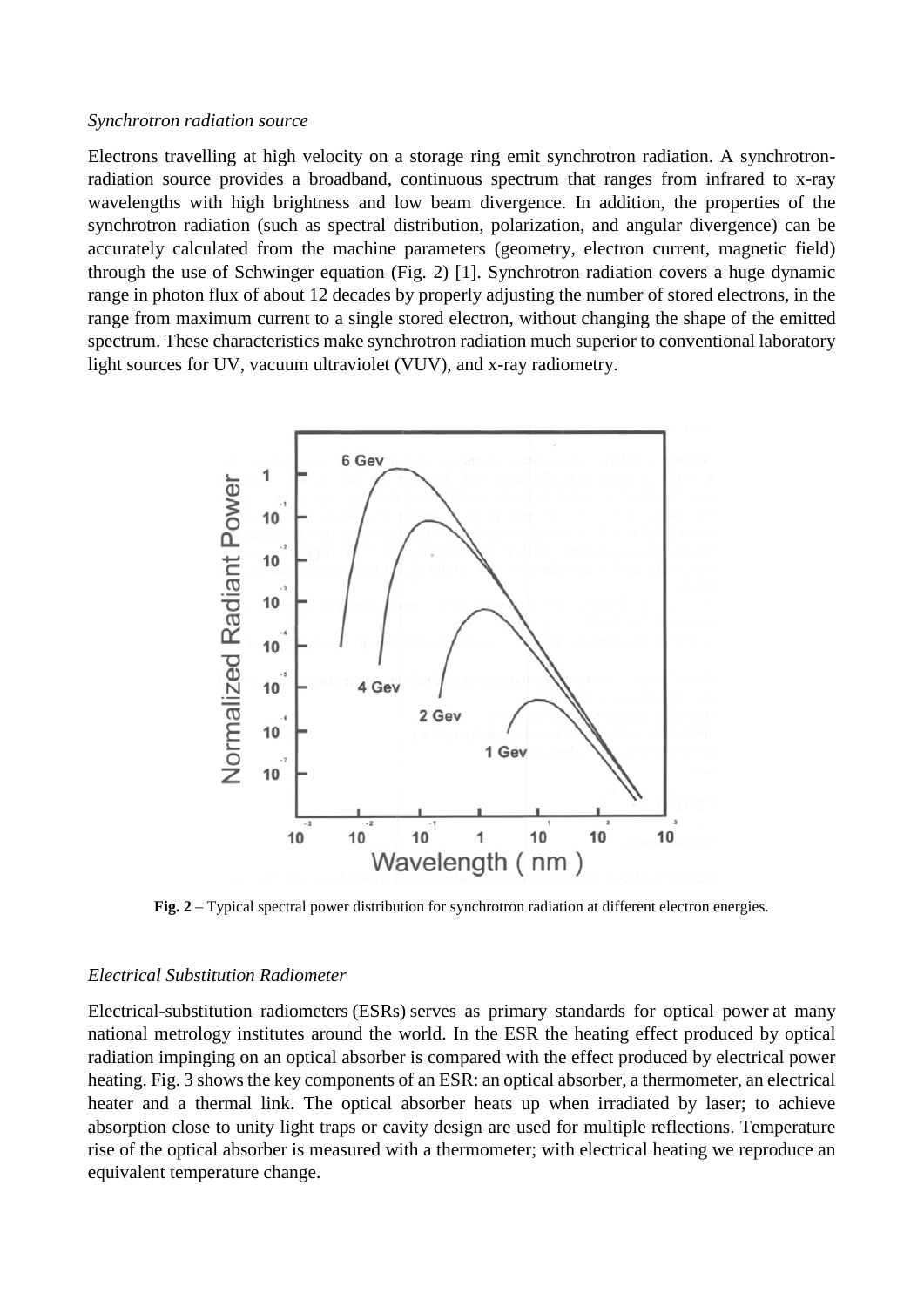*Synchrotron radiation source*

Electrons travelling at high velocity on a storage ring emit synchrotron radiation. A synchrotron-radiation source provides a broadband, continuous spectrum that ranges from infrared to x-ray wavelengths with high brightness and low beam divergence. In addition, the properties of the synchrotron radiation (such as spectral distribution, polarization, and angular divergence) can be accurately calculated from the machine parameters (geometry, electron current, magnetic field) through the use of Schwinger equation (Fig. 2) [1]. Synchrotron radiation covers a huge dynamic range in photon flux of about 12 decades by properly adjusting the number of stored electrons, in the range from maximum current to a single stored electron, without changing the shape of the emitted spectrum. These characteristics make synchrotron radiation much superior to conventional laboratory light sources for UV, vacuum ultraviolet (VUV), and x-ray radiometry.

**Fig. 2** – Typical spectral power distribution for synchrotron radiation at different electron energies.

*Electrical Substitution Radiometer*

Electrical-substitution radiometers (ESRs) serves as primary standards for optical power at many national metrology institutes around the world. In the ESR the heating effect produced by optical radiation impinging on an optical absorber is compared with the effect produced by electrical power heating. Fig. 3 shows the key components of an ESR: an optical absorber, a thermometer, an electrical heater and a thermal link. The optical absorber heats up when irradiated by laser; to achieve absorption close to unity light traps or cavity design are used for multiple reflections. Temperature rise of the optical absorber is measured with a thermometer; with electrical heating we reproduce an equivalent temperature change.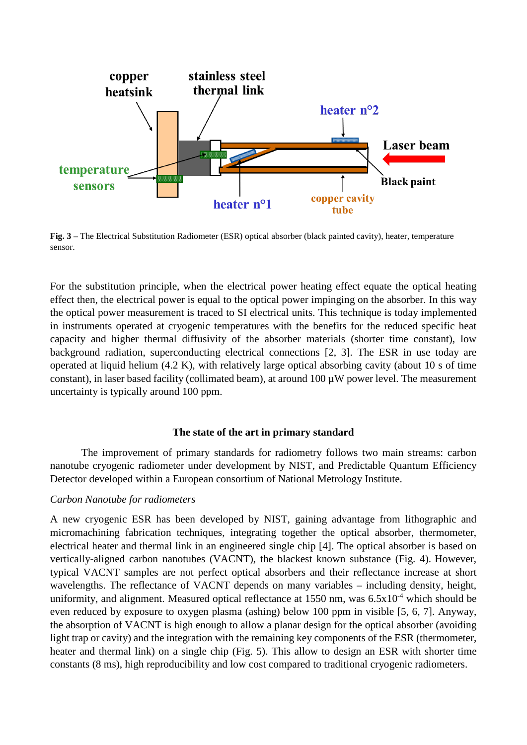**Fig. 3** – The Electrical Substitution Radiometer (ESR) optical absorber (black painted cavity), heater, temperature sensor.

For the substitution principle, when the electrical power heating effect equate the optical heating effect then, the electrical power is equal to the optical power impinging on the absorber. In this way the optical power measurement is traced to SI electrical units. This technique is today implemented in instruments operated at cryogenic temperatures with the benefits for the reduced specific heat capacity and higher thermal diffusivity of the absorber materials (shorter time constant), low background radiation, superconducting electrical connections [2, 3]. The ESR in use today are operated at liquid helium (4.2 K), with relatively large optical absorbing cavity (about 10 s of time constant), in laser based facility (collimated beam), at around 100 µW power level. The measurement uncertainty is typically around 100 ppm.

## The state of the art in primary standard

The improvement of primary standards for radiometry follows two main streams: carbon nanotube cryogenic radiometer under development by NIST, and Predictable Quantum Efficiency Detector developed within a European consortium of National Metrology Institute.

*Carbon Nanotube for radiometers*

A new cryogenic ESR has been developed by NIST, gaining advantage from lithographic and micromachining fabrication techniques, integrating together the optical absorber, thermometer, electrical heater and thermal link in an engineered single chip [4]. The optical absorber is based on vertically-aligned carbon nanotubes (VACNT), the blackest known substance (Fig. 4). However, typical VACNT samples are not perfect optical absorbers and their reflectance increase at short wavelengths. The reflectance of VACNT depends on many variables – including density, height, uniformity, and alignment. Measured optical reflectance at 1550 nm, was $6.5 \times 10^{-4}$ which should be even reduced by exposure to oxygen plasma (ashing) below 100 ppm in visible [5, 6, 7]. Anyway, the absorption of VACNT is high enough to allow a planar design for the optical absorber (avoiding light trap or cavity) and the integration with the remaining key components of the ESR (thermometer, heater and thermal link) on a single chip (Fig. 5). This allow to design an ESR with shorter time constants (8 ms), high reproducibility and low cost compared to traditional cryogenic radiometers.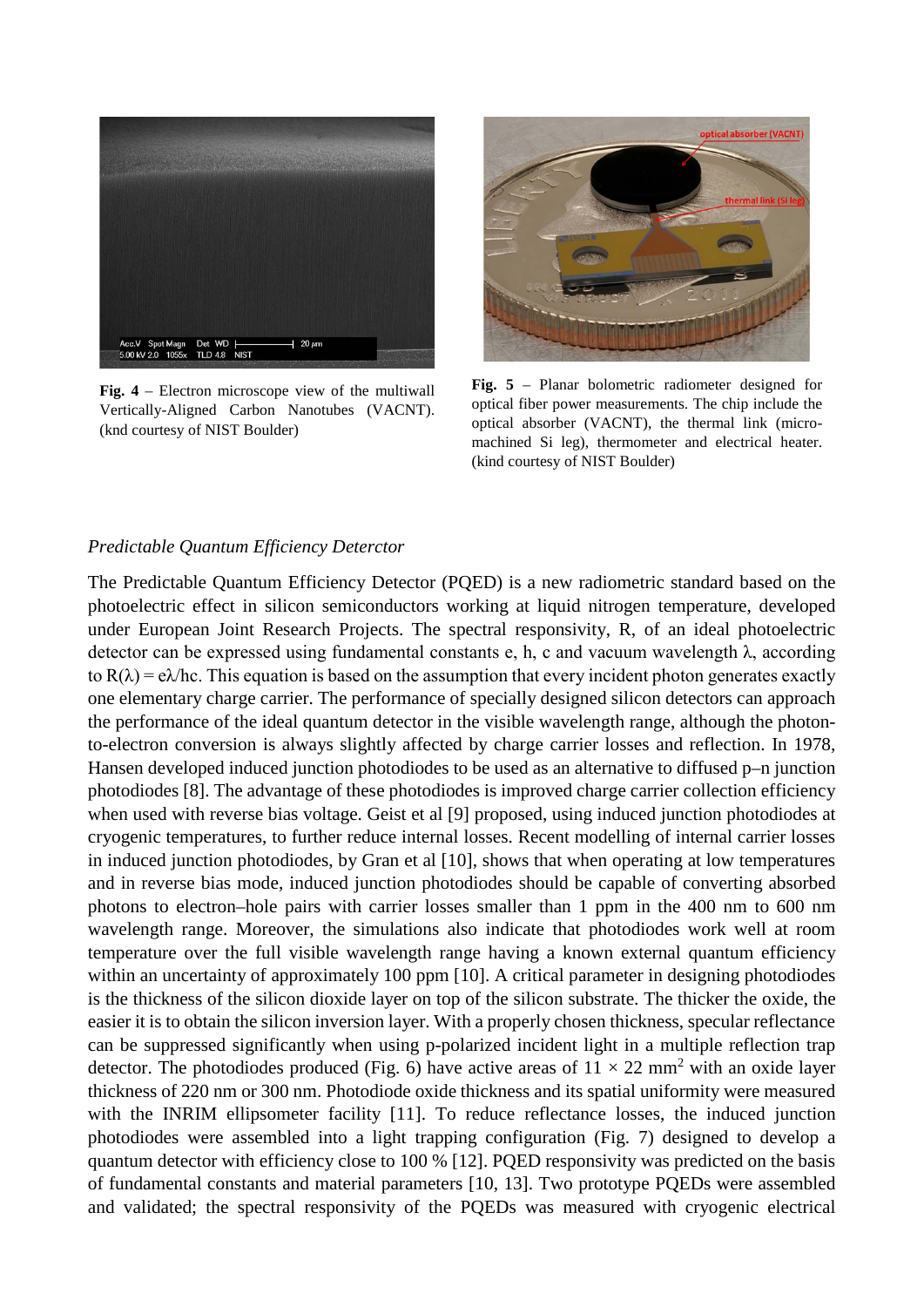**Fig. 4** – Electron microscope view of the multiwall Vertically-Aligned Carbon Nanotubes (VACNT). (knd courtesy of NIST Boulder)

**Fig. 5** – Planar bolometric radiometer designed for optical fiber power measurements. The chip include the optical absorber (VACNT), the thermal link (micro-machined Si leg), thermometer and electrical heater. (kind courtesy of NIST Boulder)

*Predictable Quantum Efficiency Detector*

The Predictable Quantum Efficiency Detector (PQED) is a new radiometric standard based on the photoelectric effect in silicon semiconductors working at liquid nitrogen temperature, developed under European Joint Research Projects. The spectral responsivity, R, of an ideal photoelectric detector can be expressed using fundamental constants e, h, c and vacuum wavelength $\lambda$, according to $R(\lambda) = e\lambda/hc$. This equation is based on the assumption that every incident photon generates exactly one elementary charge carrier. The performance of specially designed silicon detectors can approach the performance of the ideal quantum detector in the visible wavelength range, although the photon-to-electron conversion is always slightly affected by charge carrier losses and reflection. In 1978, Hansen developed induced junction photodiodes to be used as an alternative to diffused p–n junction photodiodes [8]. The advantage of these photodiodes is improved charge carrier collection efficiency when used with reverse bias voltage. Geist et al [9] proposed, using induced junction photodiodes at cryogenic temperatures, to further reduce internal losses. Recent modelling of internal carrier losses in induced junction photodiodes, by Gran et al [10], shows that when operating at low temperatures and in reverse bias mode, induced junction photodiodes should be capable of converting absorbed photons to electron–hole pairs with carrier losses smaller than 1 ppm in the 400 nm to 600 nm wavelength range. Moreover, the simulations also indicate that photodiodes work well at room temperature over the full visible wavelength range having a known external quantum efficiency within an uncertainty of approximately 100 ppm [10]. A critical parameter in designing photodiodes is the thickness of the silicon dioxide layer on top of the silicon substrate. The thicker the oxide, the easier it is to obtain the silicon inversion layer. With a properly chosen thickness, specular reflectance can be suppressed significantly when using p-polarized incident light in a multiple reflection trap detector. The photodiodes produced (Fig. 6) have active areas of $11 \times 22$ mm$^2$ with an oxide layer thickness of 220 nm or 300 nm. Photodiode oxide thickness and its spatial uniformity were measured with the INRIM ellipsometer facility [11]. To reduce reflectance losses, the induced junction photodiodes were assembled into a light trapping configuration (Fig. 7) designed to develop a quantum detector with efficiency close to 100 % [12]. PQED responsivity was predicted on the basis of fundamental constants and material parameters [10, 13]. Two prototype PQEDs were assembled and validated; the spectral responsivity of the PQEDs was measured with cryogenic electrical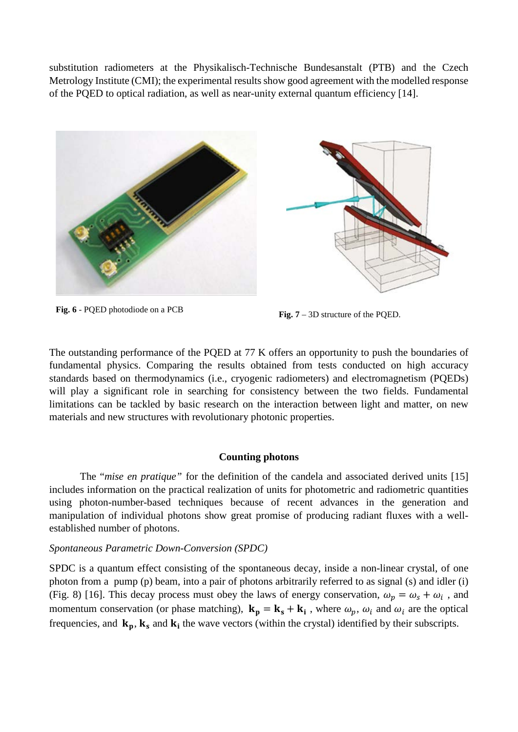substitution radiometers at the Physikalisch-Technische Bundesanstalt (PTB) and the Czech Metrology Institute (CMI); the experimental results show good agreement with the modelled response of the PQED to optical radiation, as well as near-unity external quantum efficiency [14].

**Fig. 6** - PQED photodiode on a PCB

**Fig. 7** – 3D structure of the PQED.

The outstanding performance of the PQED at 77 K offers an opportunity to push the boundaries of fundamental physics. Comparing the results obtained from tests conducted on high accuracy standards based on thermodynamics (i.e., cryogenic radiometers) and electromagnetism (PQEDs) will play a significant role in searching for consistency between the two fields. Fundamental limitations can be tackled by basic research on the interaction between light and matter, on new materials and new structures with revolutionary photonic properties.

## Counting photons

The "*mise en pratique*" for the definition of the candela and associated derived units [15] includes information on the practical realization of units for photometric and radiometric quantities using photon-number-based techniques because of recent advances in the generation and manipulation of individual photons show great promise of producing radiant fluxes with a well-established number of photons.

*Spontaneous Parametric Down-Conversion (SPDC)*

SPDC is a quantum effect consisting of the spontaneous decay, inside a non-linear crystal, of one photon from a pump (p) beam, into a pair of photons arbitrarily referred to as signal (s) and idler (i) (Fig. 8) [16]. This decay process must obey the laws of energy conservation, $\omega_p = \omega_s + \omega_i$ , and momentum conservation (or phase matching), $\mathbf{k_p} = \mathbf{k_s} + \mathbf{k_i}$ , where $\omega_p$, $\omega_i$ and $\omega_i$ are the optical frequencies, and $\mathbf{k_p}$, $\mathbf{k_s}$ and $\mathbf{k_i}$ the wave vectors (within the crystal) identified by their subscripts.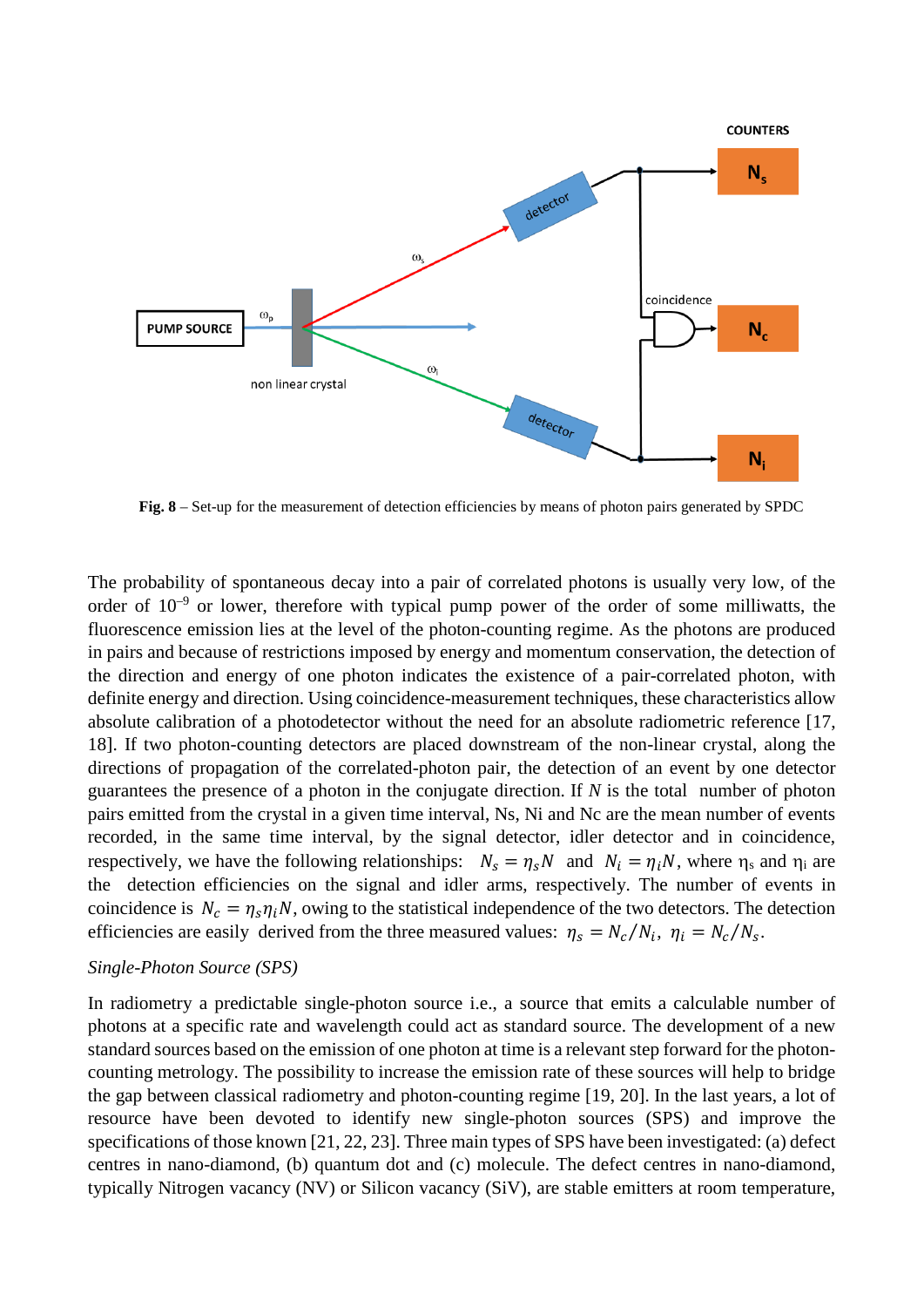**Fig. 8** – Set-up for the measurement of detection efficiencies by means of photon pairs generated by SPDC

The probability of spontaneous decay into a pair of correlated photons is usually very low, of the order of $10^{-9}$ or lower, therefore with typical pump power of the order of some milliwatts, the fluorescence emission lies at the level of the photon-counting regime. As the photons are produced in pairs and because of restrictions imposed by energy and momentum conservation, the detection of the direction and energy of one photon indicates the existence of a pair-correlated photon, with definite energy and direction. Using coincidence-measurement techniques, these characteristics allow absolute calibration of a photodetector without the need for an absolute radiometric reference [17, 18]. If two photon-counting detectors are placed downstream of the non-linear crystal, along the directions of propagation of the correlated-photon pair, the detection of an event by one detector guarantees the presence of a photon in the conjugate direction. If $N$ is the total number of photon pairs emitted from the crystal in a given time interval, Ns, Ni and Nc are the mean number of events recorded, in the same time interval, by the signal detector, idler detector and in coincidence, respectively, we have the following relationships: $N_s = \eta_s N$ and $N_i = \eta_i N$, where $\eta_s$ and $\eta_i$ are the detection efficiencies on the signal and idler arms, respectively. The number of events in coincidence is $N_c = \eta_s \eta_i N$, owing to the statistical independence of the two detectors. The detection efficiencies are easily derived from the three measured values: $\eta_s = N_c/N_i$, $\eta_i = N_c/N_s$.

*Single-Photon Source (SPS)*

In radiometry a predictable single-photon source i.e., a source that emits a calculable number of photons at a specific rate and wavelength could act as standard source. The development of a new standard sources based on the emission of one photon at time is a relevant step forward for the photon-counting metrology. The possibility to increase the emission rate of these sources will help to bridge the gap between classical radiometry and photon-counting regime [19, 20]. In the last years, a lot of resource have been devoted to identify new single-photon sources (SPS) and improve the specifications of those known [21, 22, 23]. Three main types of SPS have been investigated: (a) defect centres in nano-diamond, (b) quantum dot and (c) molecule. The defect centres in nano-diamond, typically Nitrogen vacancy (NV) or Silicon vacancy (SiV), are stable emitters at room temperature,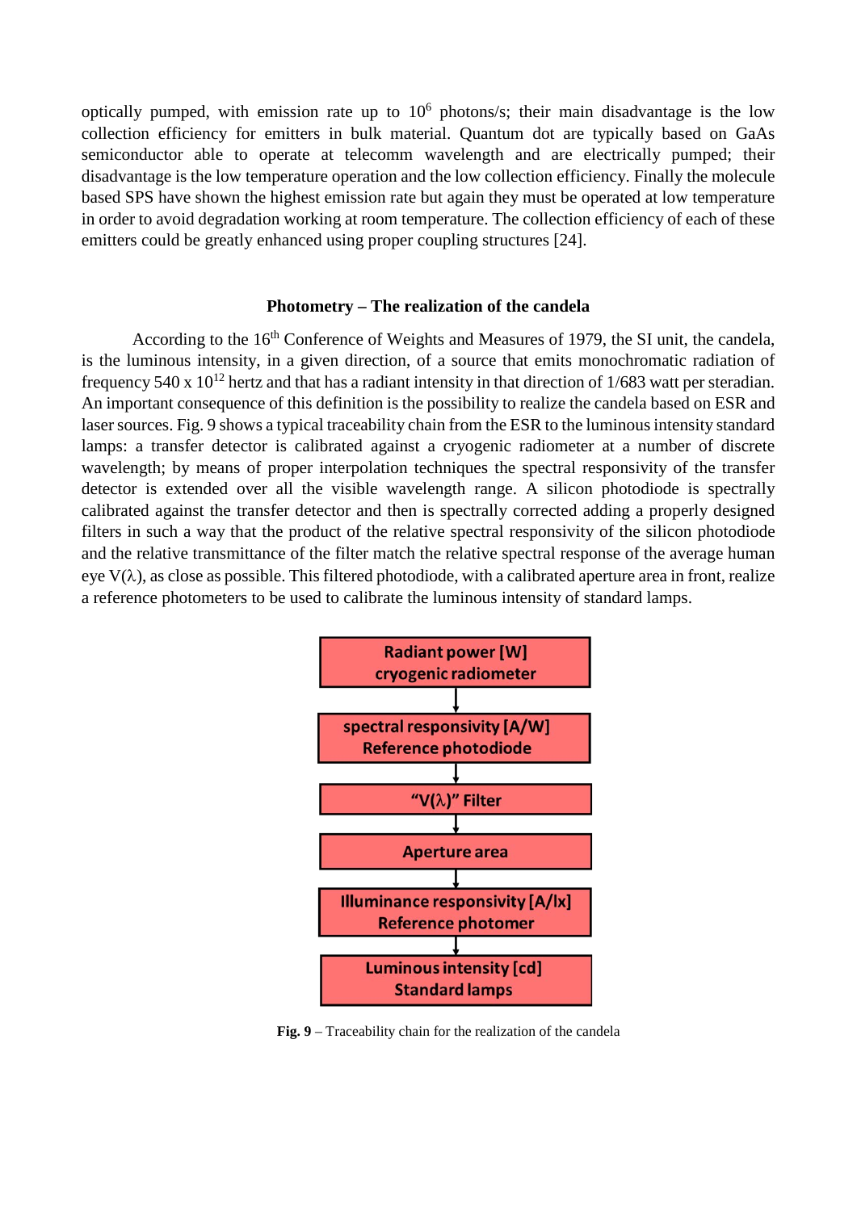optically pumped, with emission rate up to $10^6$ photons/s; their main disadvantage is the low collection efficiency for emitters in bulk material. Quantum dot are typically based on GaAs semiconductor able to operate at telecomm wavelength and are electrically pumped; their disadvantage is the low temperature operation and the low collection efficiency. Finally the molecule based SPS have shown the highest emission rate but again they must be operated at low temperature in order to avoid degradation working at room temperature. The collection efficiency of each of these emitters could be greatly enhanced using proper coupling structures [24].

### Photometry – The realization of the candela

According to the 16th Conference of Weights and Measures of 1979, the SI unit, the candela, is the luminous intensity, in a given direction, of a source that emits monochromatic radiation of frequency 540 x $10^{12}$ hertz and that has a radiant intensity in that direction of 1/683 watt per steradian. An important consequence of this definition is the possibility to realize the candela based on ESR and laser sources. Fig. 9 shows a typical traceability chain from the ESR to the luminous intensity standard lamps: a transfer detector is calibrated against a cryogenic radiometer at a number of discrete wavelength; by means of proper interpolation techniques the spectral responsivity of the transfer detector is extended over all the visible wavelength range. A silicon photodiode is spectrally calibrated against the transfer detector and then is spectrally corrected adding a properly designed filters in such a way that the product of the relative spectral responsivity of the silicon photodiode and the relative transmittance of the filter match the relative spectral response of the average human eye $V(\lambda)$, as close as possible. This filtered photodiode, with a calibrated aperture area in front, realize a reference photometers to be used to calibrate the luminous intensity of standard lamps.

**Radiant power [W]**
**cryogenic radiometer**
↓
**spectral responsivity [A/W]**
**Reference photodiode**
↓
**"V(λ)" Filter**
↓
**Aperture area**
↓
**Illuminance responsivity [A/lx]**
**Reference photomer**
↓
**Luminous intensity [cd]**
**Standard lamps**

**Fig. 9** – Traceability chain for the realization of the candela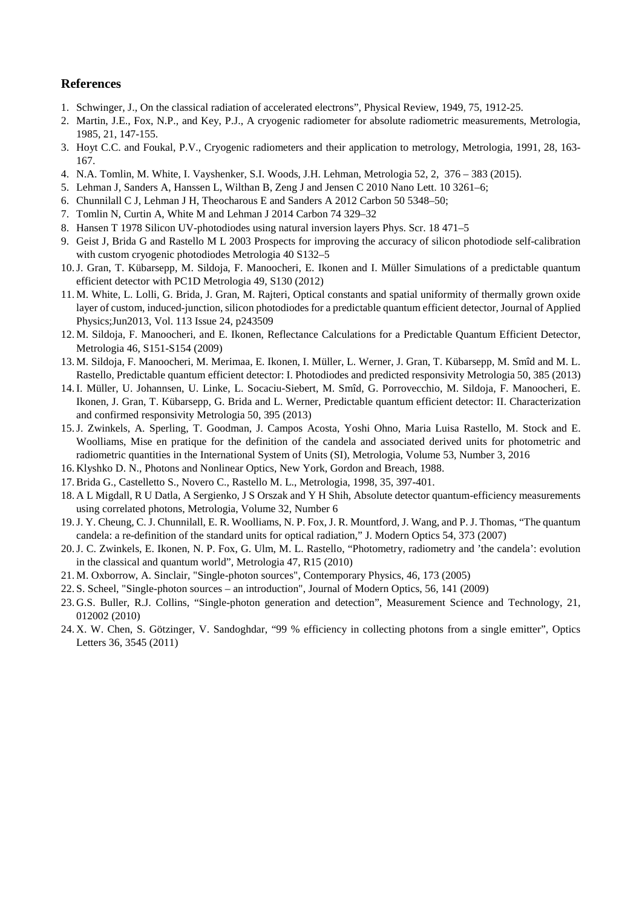## References

1. Schwinger, J., On the classical radiation of accelerated electrons", Physical Review, 1949, 75, 1912-25.
2. Martin, J.E., Fox, N.P., and Key, P.J., A cryogenic radiometer for absolute radiometric measurements, Metrologia, 1985, 21, 147-155.
3. Hoyt C.C. and Foukal, P.V., Cryogenic radiometers and their application to metrology, Metrologia, 1991, 28, 163-167.
4. N.A. Tomlin, M. White, I. Vayshenker, S.I. Woods, J.H. Lehman, Metrologia 52, 2, 376 – 383 (2015).
5. Lehman J, Sanders A, Hanssen L, Wilthan B, Zeng J and Jensen C 2010 Nano Lett. 10 3261–6;
6. Chunnilall C J, Lehman J H, Theocharous E and Sanders A 2012 Carbon 50 5348–50;
7. Tomlin N, Curtin A, White M and Lehman J 2014 Carbon 74 329–32
8. Hansen T 1978 Silicon UV-photodiodes using natural inversion layers Phys. Scr. 18 471–5
9. Geist J, Brida G and Rastello M L 2003 Prospects for improving the accuracy of silicon photodiode self-calibration with custom cryogenic photodiodes Metrologia 40 S132–5
10. J. Gran, T. Kübarsepp, M. Sildoja, F. Manoocheri, E. Ikonen and I. Müller Simulations of a predictable quantum efficient detector with PC1D Metrologia 49, S130 (2012)
11. M. White, L. Lolli, G. Brida, J. Gran, M. Rajteri, Optical constants and spatial uniformity of thermally grown oxide layer of custom, induced-junction, silicon photodiodes for a predictable quantum efficient detector, Journal of Applied Physics;Jun2013, Vol. 113 Issue 24, p243509
12. M. Sildoja, F. Manoocheri, and E. Ikonen, Reflectance Calculations for a Predictable Quantum Efficient Detector, Metrologia 46, S151-S154 (2009)
13. M. Sildoja, F. Manoocheri, M. Merimaa, E. Ikonen, I. Müller, L. Werner, J. Gran, T. Kübarsepp, M. Smîd and M. L. Rastello, Predictable quantum efficient detector: I. Photodiodes and predicted responsivity Metrologia 50, 385 (2013)
14. I. Müller, U. Johannsen, U. Linke, L. Socaciu-Siebert, M. Smîd, G. Porrovecchio, M. Sildoja, F. Manoocheri, E. Ikonen, J. Gran, T. Kübarsepp, G. Brida and L. Werner, Predictable quantum efficient detector: II. Characterization and confirmed responsivity Metrologia 50, 395 (2013)
15. J. Zwinkels, A. Sperling, T. Goodman, J. Campos Acosta, Yoshi Ohno, Maria Luisa Rastello, M. Stock and E. Woolliams, Mise en pratique for the definition of the candela and associated derived units for photometric and radiometric quantities in the International System of Units (SI), Metrologia, Volume 53, Number 3, 2016
16. Klyshko D. N., Photons and Nonlinear Optics, New York, Gordon and Breach, 1988.
17. Brida G., Castelletto S., Novero C., Rastello M. L., Metrologia, 1998, 35, 397-401.
18. A L Migdall, R U Datla, A Sergienko, J S Orszak and Y H Shih, Absolute detector quantum-efficiency measurements using correlated photons, Metrologia, Volume 32, Number 6
19. J. Y. Cheung, C. J. Chunnilall, E. R. Woolliams, N. P. Fox, J. R. Mountford, J. Wang, and P. J. Thomas, "The quantum candela: a re-definition of the standard units for optical radiation," J. Modern Optics 54, 373 (2007)
20. J. C. Zwinkels, E. Ikonen, N. P. Fox, G. Ulm, M. L. Rastello, "Photometry, radiometry and 'the candela': evolution in the classical and quantum world", Metrologia 47, R15 (2010)
21. M. Oxborrow, A. Sinclair, "Single-photon sources", Contemporary Physics, 46, 173 (2005)
22. S. Scheel, "Single-photon sources – an introduction", Journal of Modern Optics, 56, 141 (2009)
23. G.S. Buller, R.J. Collins, "Single-photon generation and detection", Measurement Science and Technology, 21, 012002 (2010)
24. X. W. Chen, S. Götzinger, V. Sandoghdar, "99 % efficiency in collecting photons from a single emitter", Optics Letters 36, 3545 (2011)